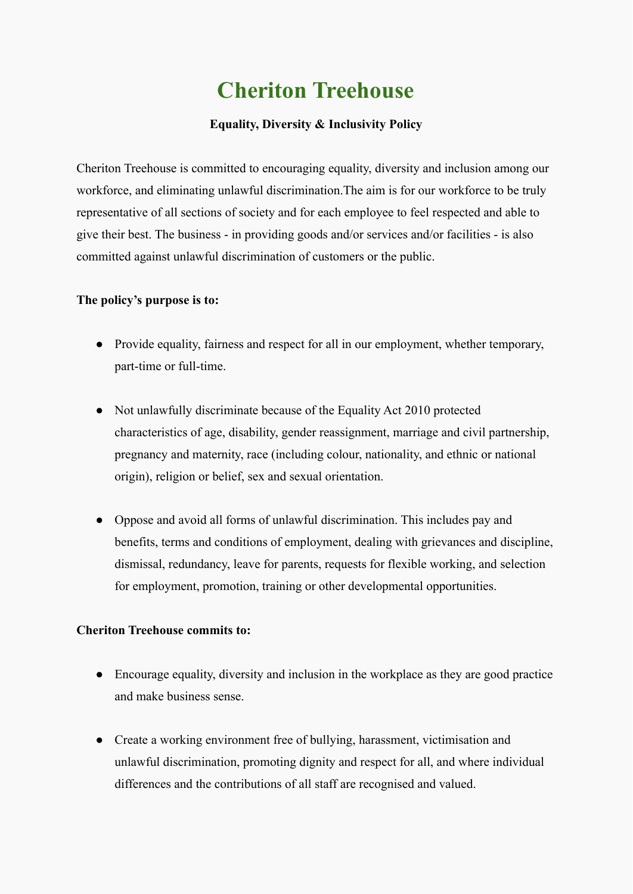# Cheriton Treehouse

**Equality, Diversity & Inclusivity Policy**

Cheriton Treehouse is committed to encouraging equality, diversity and inclusion among our workforce, and eliminating unlawful discrimination.The aim is for our workforce to be truly representative of all sections of society and for each employee to feel respected and able to give their best. The business - in providing goods and/or services and/or facilities - is also committed against unlawful discrimination of customers or the public.

**The policy's purpose is to:**

- Provide equality, fairness and respect for all in our employment, whether temporary, part-time or full-time.
- Not unlawfully discriminate because of the Equality Act 2010 protected characteristics of age, disability, gender reassignment, marriage and civil partnership, pregnancy and maternity, race (including colour, nationality, and ethnic or national origin), religion or belief, sex and sexual orientation.
- Oppose and avoid all forms of unlawful discrimination. This includes pay and benefits, terms and conditions of employment, dealing with grievances and discipline, dismissal, redundancy, leave for parents, requests for flexible working, and selection for employment, promotion, training or other developmental opportunities.

**Cheriton Treehouse commits to:**

- Encourage equality, diversity and inclusion in the workplace as they are good practice and make business sense.
- Create a working environment free of bullying, harassment, victimisation and unlawful discrimination, promoting dignity and respect for all, and where individual differences and the contributions of all staff are recognised and valued.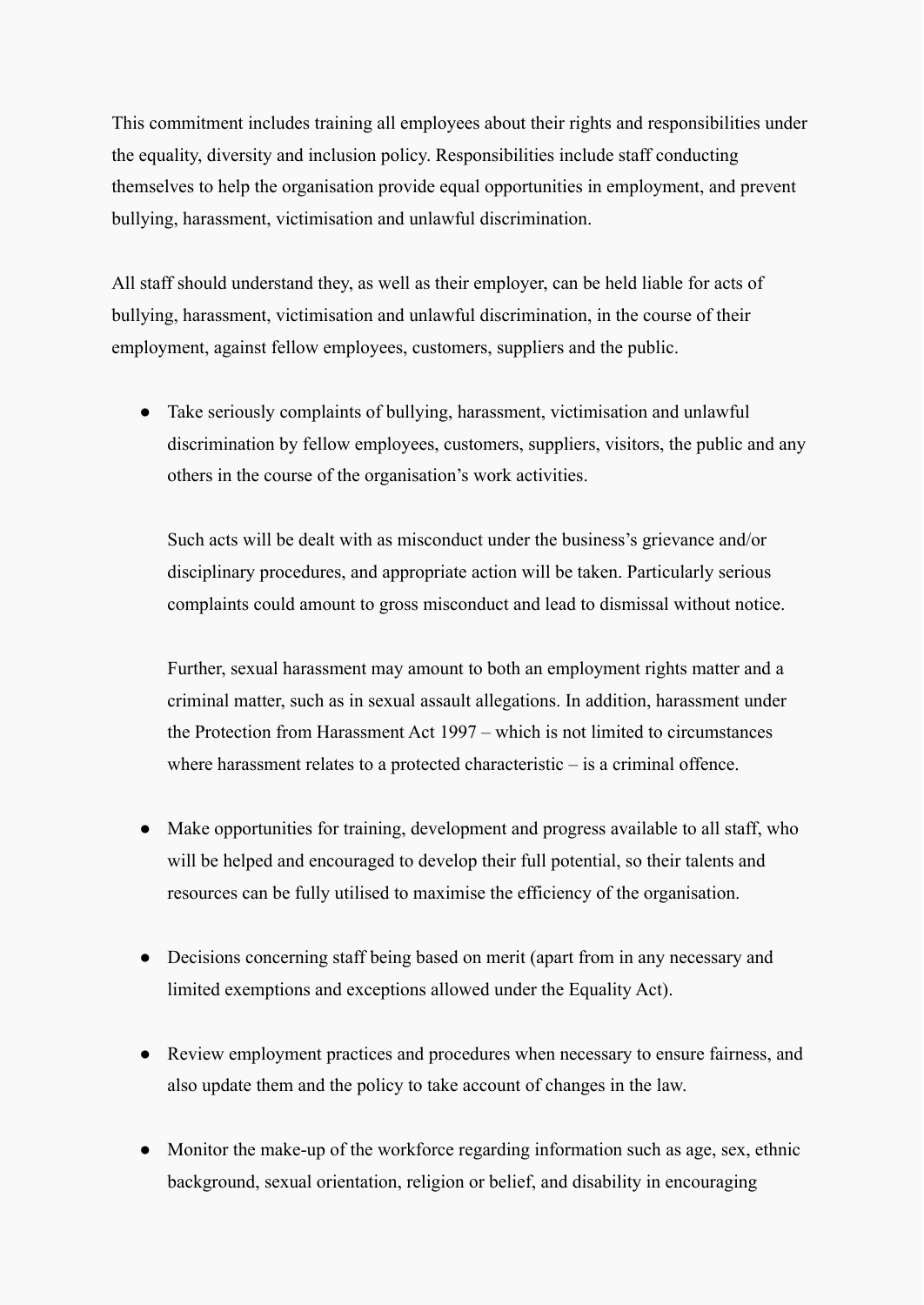This commitment includes training all employees about their rights and responsibilities under the equality, diversity and inclusion policy. Responsibilities include staff conducting themselves to help the organisation provide equal opportunities in employment, and prevent bullying, harassment, victimisation and unlawful discrimination.

All staff should understand they, as well as their employer, can be held liable for acts of bullying, harassment, victimisation and unlawful discrimination, in the course of their employment, against fellow employees, customers, suppliers and the public.

- Take seriously complaints of bullying, harassment, victimisation and unlawful discrimination by fellow employees, customers, suppliers, visitors, the public and any others in the course of the organisation's work activities.

  Such acts will be dealt with as misconduct under the business's grievance and/or disciplinary procedures, and appropriate action will be taken. Particularly serious complaints could amount to gross misconduct and lead to dismissal without notice.

  Further, sexual harassment may amount to both an employment rights matter and a criminal matter, such as in sexual assault allegations. In addition, harassment under the Protection from Harassment Act 1997 – which is not limited to circumstances where harassment relates to a protected characteristic – is a criminal offence.

- Make opportunities for training, development and progress available to all staff, who will be helped and encouraged to develop their full potential, so their talents and resources can be fully utilised to maximise the efficiency of the organisation.

- Decisions concerning staff being based on merit (apart from in any necessary and limited exemptions and exceptions allowed under the Equality Act).

- Review employment practices and procedures when necessary to ensure fairness, and also update them and the policy to take account of changes in the law.

- Monitor the make-up of the workforce regarding information such as age, sex, ethnic background, sexual orientation, religion or belief, and disability in encouraging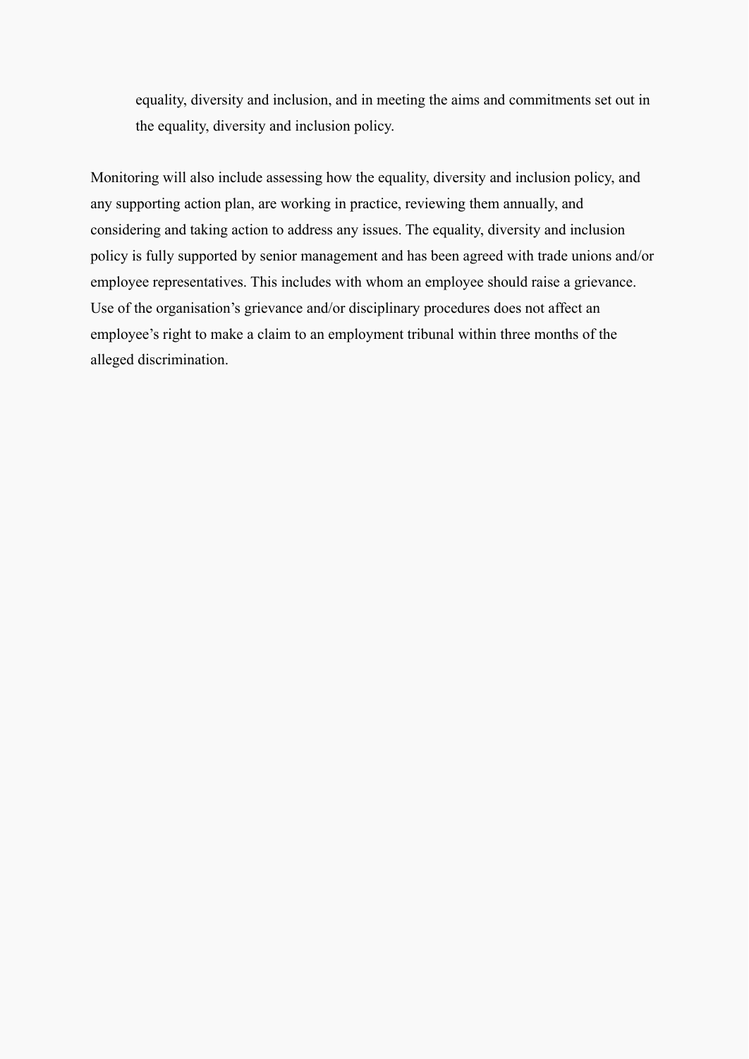equality, diversity and inclusion, and in meeting the aims and commitments set out in the equality, diversity and inclusion policy.

Monitoring will also include assessing how the equality, diversity and inclusion policy, and any supporting action plan, are working in practice, reviewing them annually, and considering and taking action to address any issues. The equality, diversity and inclusion policy is fully supported by senior management and has been agreed with trade unions and/or employee representatives. This includes with whom an employee should raise a grievance. Use of the organisation's grievance and/or disciplinary procedures does not affect an employee's right to make a claim to an employment tribunal within three months of the alleged discrimination.